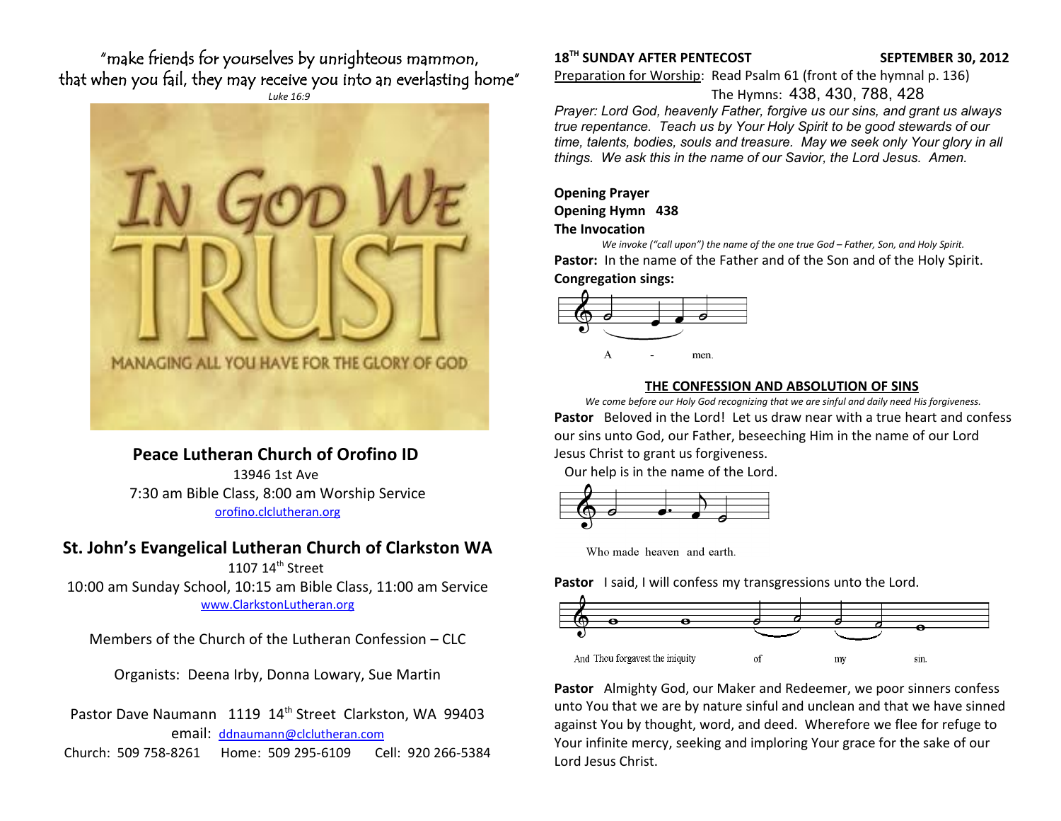"make friends for yourselves by unrighteous mammon, that when you fail, they may receive you into an everlasting home"
*Luke 16:9*

IN GOD WE TRUST

MANAGING ALL YOU HAVE FOR THE GLORY OF GOD

## Peace Lutheran Church of Orofino ID

13946 1st Ave
7:30 am Bible Class, 8:00 am Worship Service
orofino.clclutheran.org

## St. John's Evangelical Lutheran Church of Clarkston WA

1107 14th Street
10:00 am Sunday School, 10:15 am Bible Class, 11:00 am Service
www.ClarkstonLutheran.org

Members of the Church of the Lutheran Confession – CLC

Organists: Deena Irby, Donna Lowary, Sue Martin

Pastor Dave Naumann 1119 14th Street Clarkston, WA 99403
email: ddnaumann@clclutheran.com
Church: 509 758-8261 Home: 509 295-6109 Cell: 920 266-5384

**18TH SUNDAY AFTER PENTECOST** **SEPTEMBER 30, 2012**

Preparation for Worship: Read Psalm 61 (front of the hymnal p. 136)
The Hymns: 438, 430, 788, 428

*Prayer: Lord God, heavenly Father, forgive us our sins, and grant us always true repentance. Teach us by Your Holy Spirit to be good stewards of our time, talents, bodies, souls and treasure. May we seek only Your glory in all things. We ask this in the name of our Savior, the Lord Jesus. Amen.*

**Opening Prayer**
**Opening Hymn 438**
**The Invocation**

*We invoke ("call upon") the name of the one true God – Father, Son, and Holy Spirit.*

**Pastor:** In the name of the Father and of the Son and of the Holy Spirit.

**Congregation sings:**

A - men.

### THE CONFESSION AND ABSOLUTION OF SINS

*We come before our Holy God recognizing that we are sinful and daily need His forgiveness.*

**Pastor** Beloved in the Lord! Let us draw near with a true heart and confess our sins unto God, our Father, beseeching Him in the name of our Lord Jesus Christ to grant us forgiveness.

Our help is in the name of the Lord.

Who made heaven and earth.

**Pastor** I said, I will confess my transgressions unto the Lord.

And Thou forgavest the iniquity of my sin.

**Pastor** Almighty God, our Maker and Redeemer, we poor sinners confess unto You that we are by nature sinful and unclean and that we have sinned against You by thought, word, and deed. Wherefore we flee for refuge to Your infinite mercy, seeking and imploring Your grace for the sake of our Lord Jesus Christ.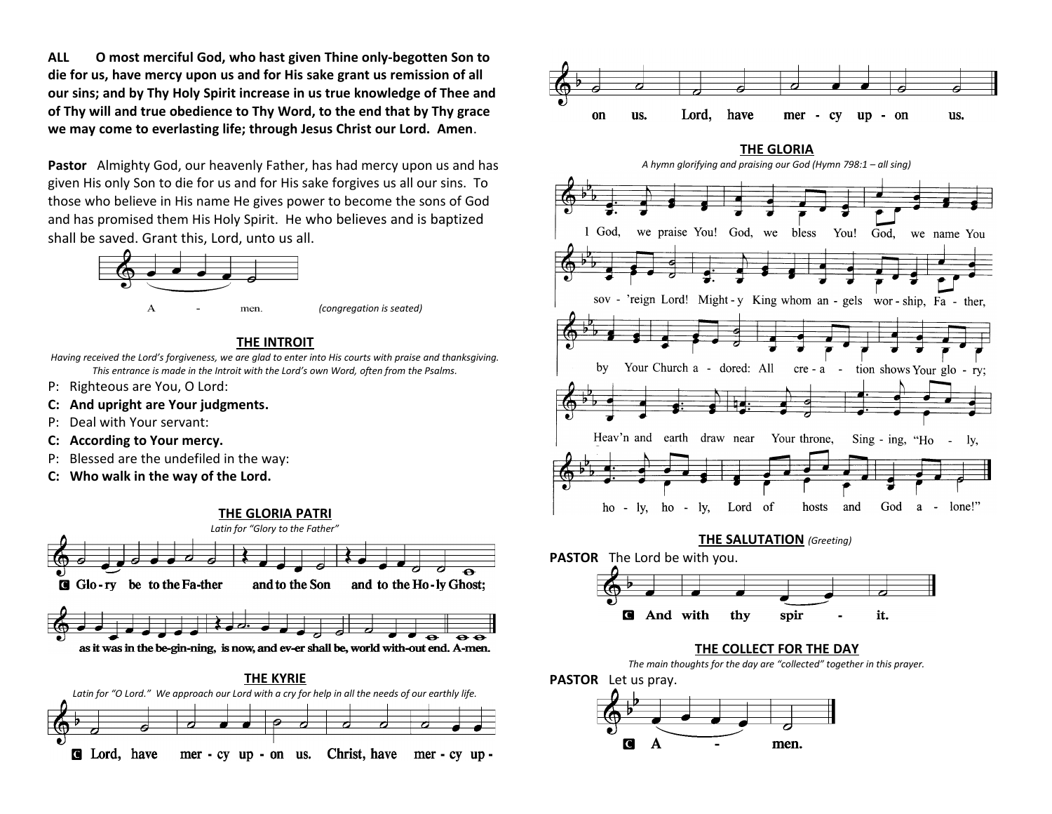**ALL O most merciful God, who hast given Thine only-begotten Son to die for us, have mercy upon us and for His sake grant us remission of all our sins; and by Thy Holy Spirit increase in us true knowledge of Thee and of Thy will and true obedience to Thy Word, to the end that by Thy grace we may come to everlasting life; through Jesus Christ our Lord. Amen**.

**Pastor** Almighty God, our heavenly Father, has had mercy upon us and has given His only Son to die for us and for His sake forgives us all our sins. To those who believe in His name He gives power to become the sons of God and has promised them His Holy Spirit. He who believes and is baptized shall be saved. Grant this, Lord, unto us all.

A - men. *(congregation is seated)*

## THE INTROIT

*Having received the Lord's forgiveness, we are glad to enter into His courts with praise and thanksgiving. This entrance is made in the Introit with the Lord's own Word, often from the Psalms.*

P: Righteous are You, O Lord:
**C: And upright are Your judgments.**
P: Deal with Your servant:
**C: According to Your mercy.**
P: Blessed are the undefiled in the way:
**C: Who walk in the way of the Lord.**

## THE GLORIA PATRI

*Latin for "Glory to the Father"*

**C** Glo-ry be to the Fa-ther and to the Son and to the Ho-ly Ghost; as it was in the be-gin-ning, is now, and ev-er shall be, world with-out end. A-men.

## THE KYRIE

*Latin for "O Lord." We approach our Lord with a cry for help in all the needs of our earthly life.*

**C** Lord, have mer - cy up - on us. Christ, have mer - cy up - on us. Lord, have mer - cy up - on us.

## THE GLORIA

*A hymn glorifying and praising our God (Hymn 798:1 – all sing)*

1 God, we praise You! God, we bless You! God, we name You sov - 'reign Lord! Might - y King whom an - gels wor - ship, Fa - ther, by Your Church a - dored: All cre - a - tion shows Your glo - ry; Heav'n and earth draw near Your throne, Sing - ing, "Ho - ly, ho - ly, ho - ly, Lord of hosts and God a - lone!"

## THE SALUTATION *(Greeting)*

**PASTOR** The Lord be with you.

**C** And with thy spir - it.

## THE COLLECT FOR THE DAY

*The main thoughts for the day are "collected" together in this prayer.*

**PASTOR** Let us pray.

**C** A - men.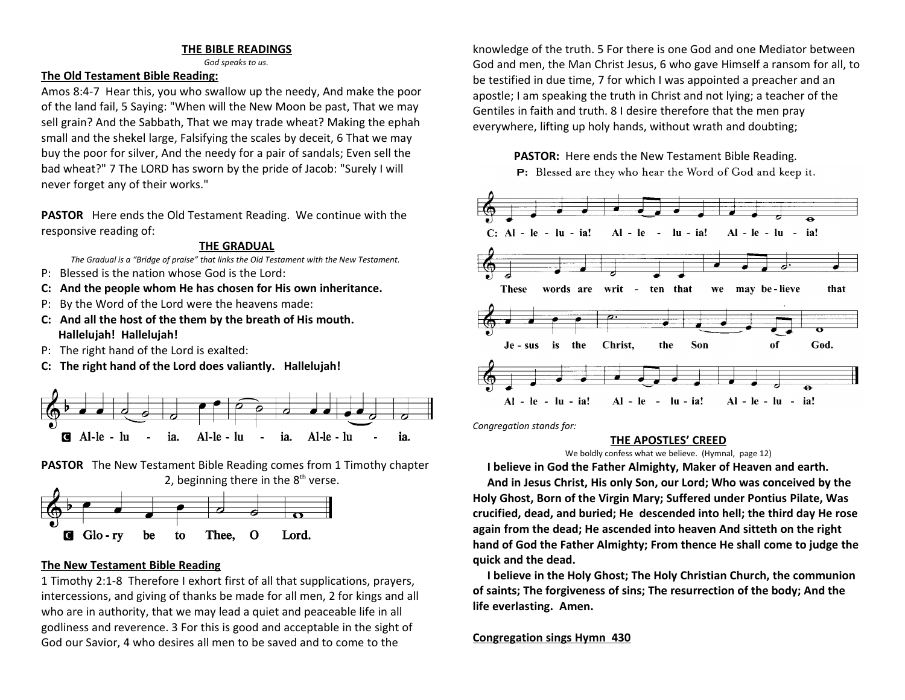## THE BIBLE READINGS

*God speaks to us.*

**The Old Testament Bible Reading:**

Amos 8:4-7 Hear this, you who swallow up the needy, And make the poor of the land fail, 5 Saying: "When will the New Moon be past, That we may sell grain? And the Sabbath, That we may trade wheat? Making the ephah small and the shekel large, Falsifying the scales by deceit, 6 That we may buy the poor for silver, And the needy for a pair of sandals; Even sell the bad wheat?" 7 The LORD has sworn by the pride of Jacob: "Surely I will never forget any of their works."

**PASTOR** Here ends the Old Testament Reading. We continue with the responsive reading of:

### THE GRADUAL

*The Gradual is a "Bridge of praise" that links the Old Testament with the New Testament.*

P: Blessed is the nation whose God is the Lord:

**C: And the people whom He has chosen for His own inheritance.**

P: By the Word of the Lord were the heavens made:

**C: And all the host of the them by the breath of His mouth. Hallelujah! Hallelujah!**

P: The right hand of the Lord is exalted:

**C: The right hand of the Lord does valiantly. Hallelujah!**

C Al-le - lu - ia. Al-le - lu - ia. Al-le - lu - ia.

**PASTOR** The New Testament Bible Reading comes from 1 Timothy chapter 2, beginning there in the 8th verse.

C Glo - ry be to Thee, O Lord.

**The New Testament Bible Reading**

1 Timothy 2:1-8 Therefore I exhort first of all that supplications, prayers, intercessions, and giving of thanks be made for all men, 2 for kings and all who are in authority, that we may lead a quiet and peaceable life in all godliness and reverence. 3 For this is good and acceptable in the sight of God our Savior, 4 who desires all men to be saved and to come to the knowledge of the truth. 5 For there is one God and one Mediator between God and men, the Man Christ Jesus, 6 who gave Himself a ransom for all, to be testified in due time, 7 for which I was appointed a preacher and an apostle; I am speaking the truth in Christ and not lying; a teacher of the Gentiles in faith and truth. 8 I desire therefore that the men pray everywhere, lifting up holy hands, without wrath and doubting;

**PASTOR:** Here ends the New Testament Bible Reading.

P: Blessed are they who hear the Word of God and keep it.

C: Al - le - lu - ia! Al - le - lu - ia! Al - le - lu - ia!

These words are writ - ten that we may be - lieve that Je - sus is the Christ, the Son of God.

Al - le - lu - ia! Al - le - lu - ia! Al - le - lu - ia!

*Congregation stands for:*

### THE APOSTLES' CREED

We boldly confess what we believe. (Hymnal, page 12)

**I believe in God the Father Almighty, Maker of Heaven and earth.**

**And in Jesus Christ, His only Son, our Lord; Who was conceived by the Holy Ghost, Born of the Virgin Mary; Suffered under Pontius Pilate, Was crucified, dead, and buried; He descended into hell; the third day He rose again from the dead; He ascended into heaven And sitteth on the right hand of God the Father Almighty; From thence He shall come to judge the quick and the dead.**

**I believe in the Holy Ghost; The Holy Christian Church, the communion of saints; The forgiveness of sins; The resurrection of the body; And the life everlasting. Amen.**

**Congregation sings Hymn 430**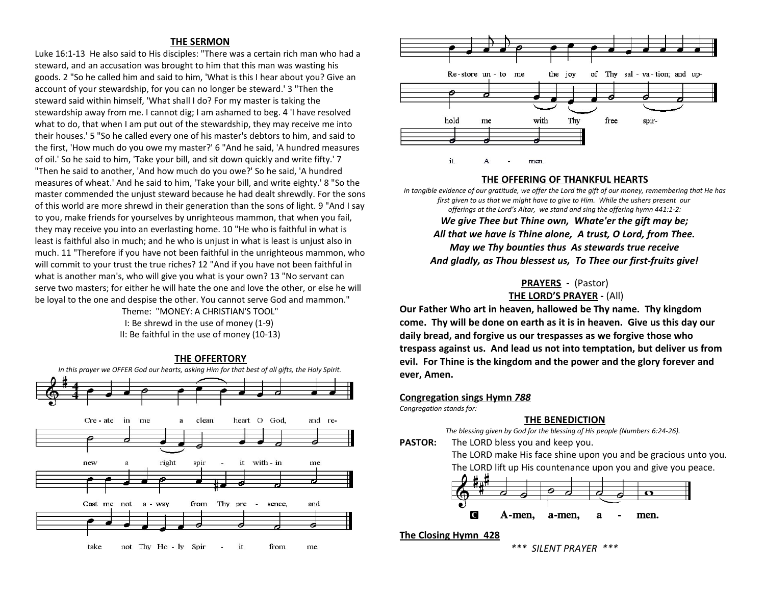## THE SERMON

Luke 16:1-13 He also said to His disciples: "There was a certain rich man who had a steward, and an accusation was brought to him that this man was wasting his goods. 2 "So he called him and said to him, 'What is this I hear about you? Give an account of your stewardship, for you can no longer be steward.' 3 "Then the steward said within himself, 'What shall I do? For my master is taking the stewardship away from me. I cannot dig; I am ashamed to beg. 4 'I have resolved what to do, that when I am put out of the stewardship, they may receive me into their houses.' 5 "So he called every one of his master's debtors to him, and said to the first, 'How much do you owe my master?' 6 "And he said, 'A hundred measures of oil.' So he said to him, 'Take your bill, and sit down quickly and write fifty.' 7 "Then he said to another, 'And how much do you owe?' So he said, 'A hundred measures of wheat.' And he said to him, 'Take your bill, and write eighty.' 8 "So the master commended the unjust steward because he had dealt shrewdly. For the sons of this world are more shrewd in their generation than the sons of light. 9 "And I say to you, make friends for yourselves by unrighteous mammon, that when you fail, they may receive you into an everlasting home. 10 "He who is faithful in what is least is faithful also in much; and he who is unjust in what is least is unjust also in much. 11 "Therefore if you have not been faithful in the unrighteous mammon, who will commit to your trust the true riches? 12 "And if you have not been faithful in what is another man's, who will give you what is your own? 13 "No servant can serve two masters; for either he will hate the one and love the other, or else he will be loyal to the one and despise the other. You cannot serve God and mammon."

Theme: "MONEY: A CHRISTIAN'S TOOL"

I: Be shrewd in the use of money (1-9)

II: Be faithful in the use of money (10-13)

## THE OFFERTORY

*In this prayer we OFFER God our hearts, asking Him for that best of all gifts, the Holy Spirit.*

Cre-ate in me a clean heart O God, and re- new a right spir - it with-in me

Cast me not a-way from Thy pre - sence, and take not Thy Ho-ly Spir - it from me.

Re-store un-to me the joy of Thy sal-va-tion; and up- hold me with Thy free spir- it. A - men.

## THE OFFERING OF THANKFUL HEARTS

*In tangible evidence of our gratitude, we offer the Lord the gift of our money, remembering that He has first given to us that we might have to give to Him. While the ushers present our offerings at the Lord's Altar, we stand and sing the offering hymn 441:1-2:*

***We give Thee but Thine own, Whate'er the gift may be;***
***All that we have is Thine alone, A trust, O Lord, from Thee.***
***May we Thy bounties thus As stewards true receive***
***And gladly, as Thou blessest us, To Thee our first-fruits give!***

**PRAYERS** - (Pastor)

**THE LORD'S PRAYER** - (All)

**Our Father Who art in heaven, hallowed be Thy name. Thy kingdom come. Thy will be done on earth as it is in heaven. Give us this day our daily bread, and forgive us our trespasses as we forgive those who trespass against us. And lead us not into temptation, but deliver us from evil. For Thine is the kingdom and the power and the glory forever and ever, Amen.**

**Congregation sings Hymn *788***

*Congregation stands for:*

## THE BENEDICTION

*The blessing given by God for the blessing of His people (Numbers 6:24-26).*

**PASTOR:** The LORD bless you and keep you.
The LORD make His face shine upon you and be gracious unto you.
The LORD lift up His countenance upon you and give you peace.

**C** A-men, a-men, a - men.

**The Closing Hymn 428**

*\*\*\* SILENT PRAYER \*\*\**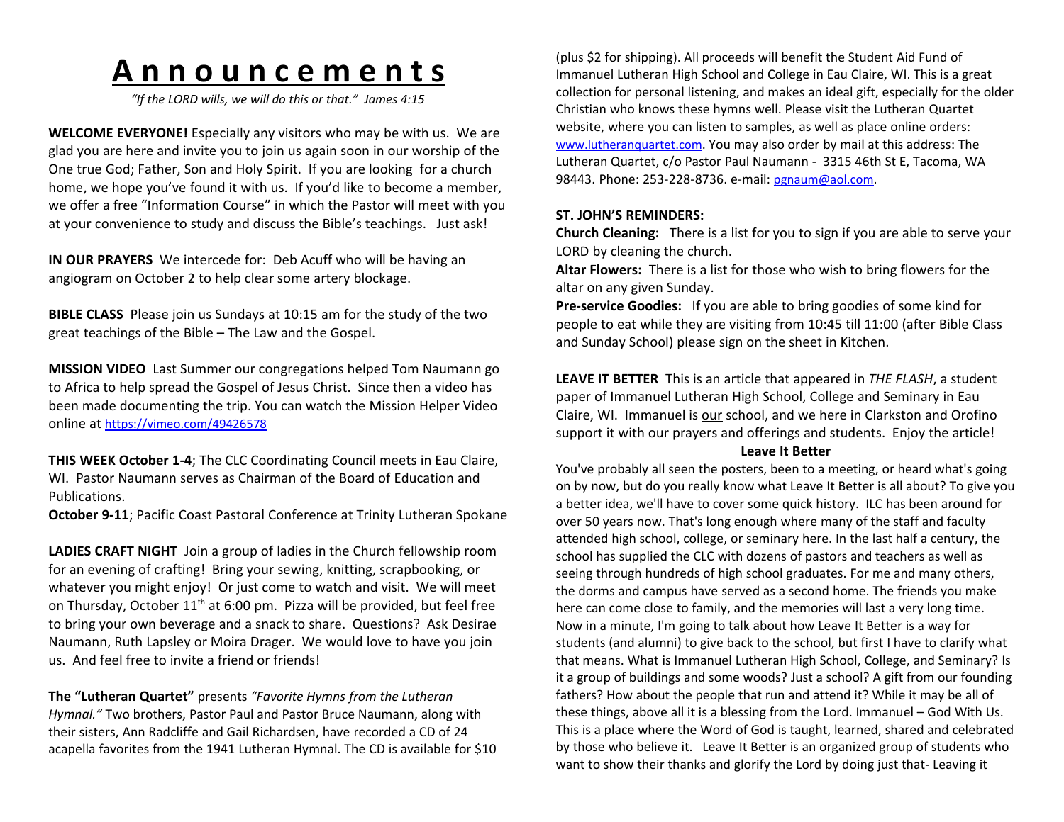# Announcements

*"If the LORD wills, we will do this or that." James 4:15*

**WELCOME EVERYONE!** Especially any visitors who may be with us. We are glad you are here and invite you to join us again soon in our worship of the One true God; Father, Son and Holy Spirit. If you are looking for a church home, we hope you've found it with us. If you'd like to become a member, we offer a free "Information Course" in which the Pastor will meet with you at your convenience to study and discuss the Bible's teachings. Just ask!

**IN OUR PRAYERS** We intercede for: Deb Acuff who will be having an angiogram on October 2 to help clear some artery blockage.

**BIBLE CLASS** Please join us Sundays at 10:15 am for the study of the two great teachings of the Bible – The Law and the Gospel.

**MISSION VIDEO** Last Summer our congregations helped Tom Naumann go to Africa to help spread the Gospel of Jesus Christ. Since then a video has been made documenting the trip. You can watch the Mission Helper Video online at https://vimeo.com/49426578

**THIS WEEK October 1-4**; The CLC Coordinating Council meets in Eau Claire, WI. Pastor Naumann serves as Chairman of the Board of Education and Publications.

**October 9-11**; Pacific Coast Pastoral Conference at Trinity Lutheran Spokane

**LADIES CRAFT NIGHT** Join a group of ladies in the Church fellowship room for an evening of crafting! Bring your sewing, knitting, scrapbooking, or whatever you might enjoy! Or just come to watch and visit. We will meet on Thursday, October 11th at 6:00 pm. Pizza will be provided, but feel free to bring your own beverage and a snack to share. Questions? Ask Desirae Naumann, Ruth Lapsley or Moira Drager. We would love to have you join us. And feel free to invite a friend or friends!

**The "Lutheran Quartet"** presents *"Favorite Hymns from the Lutheran Hymnal."* Two brothers, Pastor Paul and Pastor Bruce Naumann, along with their sisters, Ann Radcliffe and Gail Richardsen, have recorded a CD of 24 acapella favorites from the 1941 Lutheran Hymnal. The CD is available for $10 (plus $2 for shipping). All proceeds will benefit the Student Aid Fund of Immanuel Lutheran High School and College in Eau Claire, WI. This is a great collection for personal listening, and makes an ideal gift, especially for the older Christian who knows these hymns well. Please visit the Lutheran Quartet website, where you can listen to samples, as well as place online orders: www.lutheranquartet.com. You may also order by mail at this address: The Lutheran Quartet, c/o Pastor Paul Naumann - 3315 46th St E, Tacoma, WA 98443. Phone: 253-228-8736. e-mail: pgnaum@aol.com.

**ST. JOHN'S REMINDERS:**

**Church Cleaning:** There is a list for you to sign if you are able to serve your LORD by cleaning the church.

**Altar Flowers:** There is a list for those who wish to bring flowers for the altar on any given Sunday.

**Pre-service Goodies:** If you are able to bring goodies of some kind for people to eat while they are visiting from 10:45 till 11:00 (after Bible Class and Sunday School) please sign on the sheet in Kitchen.

**LEAVE IT BETTER** This is an article that appeared in *THE FLASH*, a student paper of Immanuel Lutheran High School, College and Seminary in Eau Claire, WI. Immanuel is our school, and we here in Clarkston and Orofino support it with our prayers and offerings and students. Enjoy the article!

**Leave It Better**

You've probably all seen the posters, been to a meeting, or heard what's going on by now, but do you really know what Leave It Better is all about? To give you a better idea, we'll have to cover some quick history. ILC has been around for over 50 years now. That's long enough where many of the staff and faculty attended high school, college, or seminary here. In the last half a century, the school has supplied the CLC with dozens of pastors and teachers as well as seeing through hundreds of high school graduates. For me and many others, the dorms and campus have served as a second home. The friends you make here can come close to family, and the memories will last a very long time. Now in a minute, I'm going to talk about how Leave It Better is a way for students (and alumni) to give back to the school, but first I have to clarify what that means. What is Immanuel Lutheran High School, College, and Seminary? Is it a group of buildings and some woods? Just a school? A gift from our founding fathers? How about the people that run and attend it? While it may be all of these things, above all it is a blessing from the Lord. Immanuel – God With Us. This is a place where the Word of God is taught, learned, shared and celebrated by those who believe it. Leave It Better is an organized group of students who want to show their thanks and glorify the Lord by doing just that- Leaving it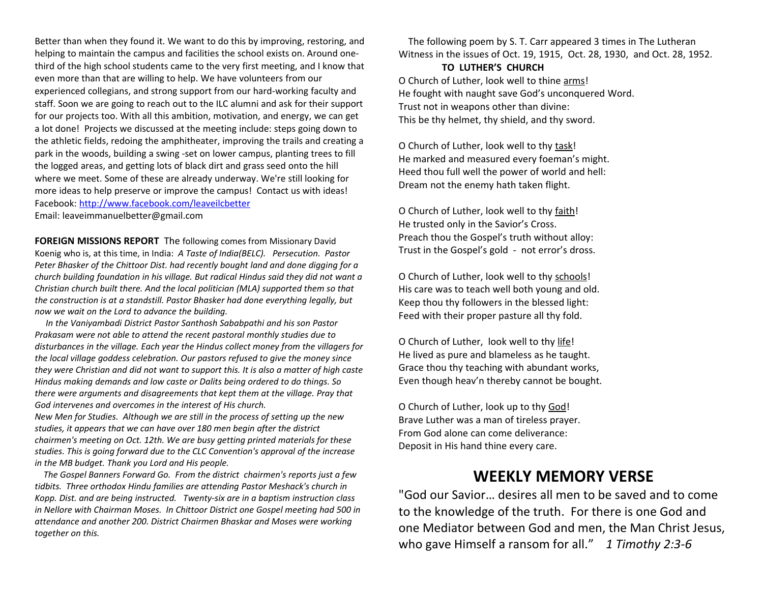Better than when they found it. We want to do this by improving, restoring, and helping to maintain the campus and facilities the school exists on. Around one-third of the high school students came to the very first meeting, and I know that even more than that are willing to help. We have volunteers from our experienced collegians, and strong support from our hard-working faculty and staff. Soon we are going to reach out to the ILC alumni and ask for their support for our projects too. With all this ambition, motivation, and energy, we can get a lot done! Projects we discussed at the meeting include: steps going down to the athletic fields, redoing the amphitheater, improving the trails and creating a park in the woods, building a swing -set on lower campus, planting trees to fill the logged areas, and getting lots of black dirt and grass seed onto the hill where we meet. Some of these are already underway. We're still looking for more ideas to help preserve or improve the campus! Contact us with ideas!
Facebook: [http://www.facebook.com/leaveilcbetter](http://www.facebook.com/leaveilcbetter)
Email: leaveimmanuelbetter@gmail.com

**FOREIGN MISSIONS REPORT** The following comes from Missionary David Koenig who is, at this time, in India: *A Taste of India(BELC). Persecution. Pastor Peter Bhasker of the Chittoor Dist. had recently bought land and done digging for a church building foundation in his village. But radical Hindus said they did not want a Christian church built there. And the local politician (MLA) supported them so that the construction is at a standstill. Pastor Bhasker had done everything legally, but now we wait on the Lord to advance the building.*

*In the Vaniyambadi District Pastor Santhosh Sababpathi and his son Pastor Prakasam were not able to attend the recent pastoral monthly studies due to disturbances in the village. Each year the Hindus collect money from the villagers for the local village goddess celebration. Our pastors refused to give the money since they were Christian and did not want to support this. It is also a matter of high caste Hindus making demands and low caste or Dalits being ordered to do things. So there were arguments and disagreements that kept them at the village. Pray that God intervenes and overcomes in the interest of His church.*

*New Men for Studies. Although we are still in the process of setting up the new studies, it appears that we can have over 180 men begin after the district chairmen's meeting on Oct. 12th. We are busy getting printed materials for these studies. This is going forward due to the CLC Convention's approval of the increase in the MB budget. Thank you Lord and His people.*

*The Gospel Banners Forward Go. From the district chairmen's reports just a few tidbits. Three orthodox Hindu families are attending Pastor Meshack's church in Kopp. Dist. and are being instructed. Twenty-six are in a baptism instruction class in Nellore with Chairman Moses. In Chittoor District one Gospel meeting had 500 in attendance and another 200. District Chairmen Bhaskar and Moses were working together on this.*

The following poem by S. T. Carr appeared 3 times in The Lutheran Witness in the issues of Oct. 19, 1915, Oct. 28, 1930, and Oct. 28, 1952.

**TO LUTHER'S CHURCH**

O Church of Luther, look well to thine arms!
He fought with naught save God's unconquered Word.
Trust not in weapons other than divine:
This be thy helmet, thy shield, and thy sword.

O Church of Luther, look well to thy task!
He marked and measured every foeman's might.
Heed thou full well the power of world and hell:
Dream not the enemy hath taken flight.

O Church of Luther, look well to thy faith!
He trusted only in the Savior's Cross.
Preach thou the Gospel's truth without alloy:
Trust in the Gospel's gold - not error's dross.

O Church of Luther, look well to thy schools!
His care was to teach well both young and old.
Keep thou thy followers in the blessed light:
Feed with their proper pasture all thy fold.

O Church of Luther, look well to thy life!
He lived as pure and blameless as he taught.
Grace thou thy teaching with abundant works,
Even though heav'n thereby cannot be bought.

O Church of Luther, look up to thy God!
Brave Luther was a man of tireless prayer.
From God alone can come deliverance:
Deposit in His hand thine every care.

## WEEKLY MEMORY VERSE

"God our Savior… desires all men to be saved and to come to the knowledge of the truth. For there is one God and one Mediator between God and men, the Man Christ Jesus, who gave Himself a ransom for all." *1 Timothy 2:3-6*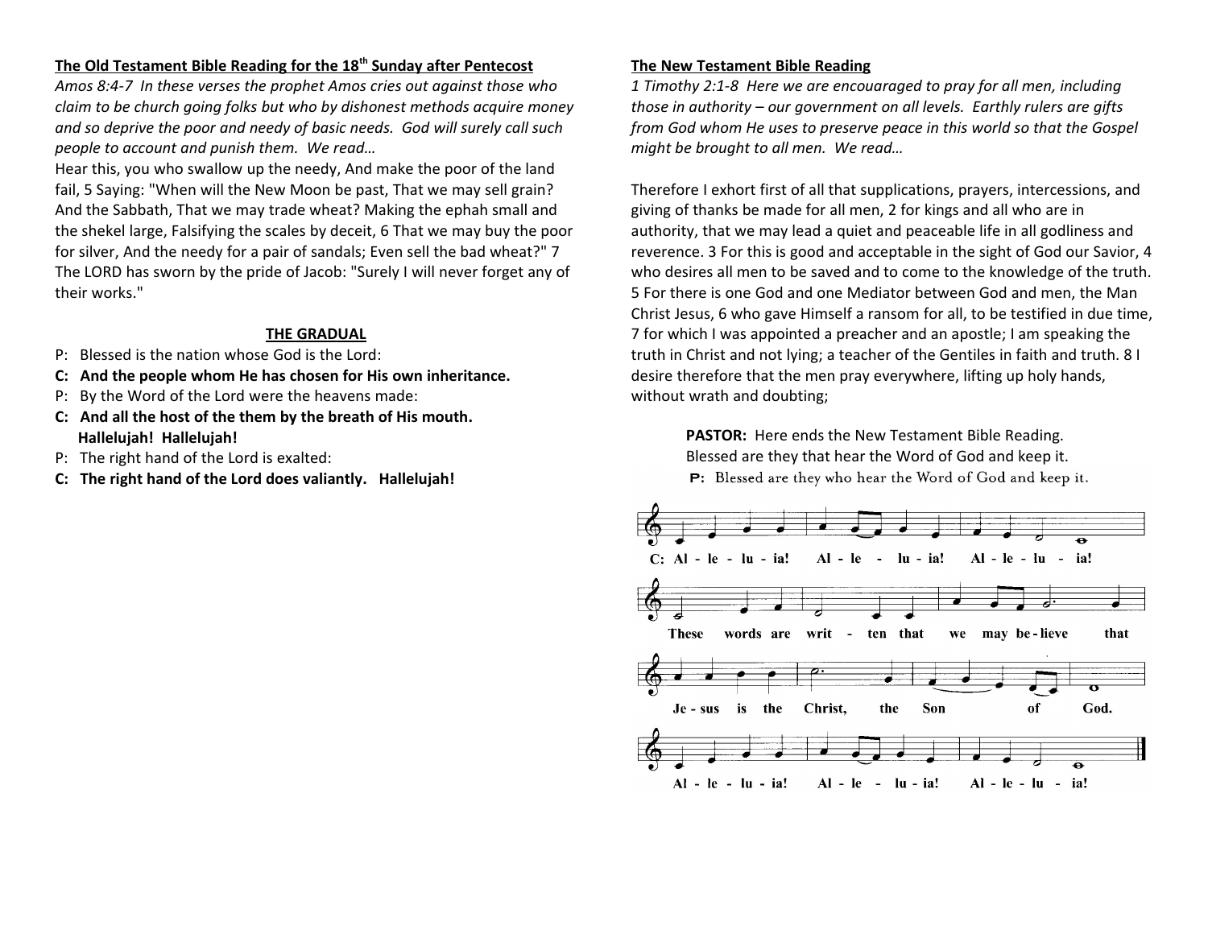**The Old Testament Bible Reading for the 18th Sunday after Pentecost**

*Amos 8:4-7 In these verses the prophet Amos cries out against those who claim to be church going folks but who by dishonest methods acquire money and so deprive the poor and needy of basic needs. God will surely call such people to account and punish them. We read…*

Hear this, you who swallow up the needy, And make the poor of the land fail, 5 Saying: "When will the New Moon be past, That we may sell grain? And the Sabbath, That we may trade wheat? Making the ephah small and the shekel large, Falsifying the scales by deceit, 6 That we may buy the poor for silver, And the needy for a pair of sandals; Even sell the bad wheat?" 7 The LORD has sworn by the pride of Jacob: "Surely I will never forget any of their works."

**THE GRADUAL**

P: Blessed is the nation whose God is the Lord:

**C: And the people whom He has chosen for His own inheritance.**

P: By the Word of the Lord were the heavens made:

**C: And all the host of the them by the breath of His mouth. Hallelujah! Hallelujah!**

P: The right hand of the Lord is exalted:

**C: The right hand of the Lord does valiantly. Hallelujah!**

**The New Testament Bible Reading**

*1 Timothy 2:1-8 Here we are encouaraged to pray for all men, including those in authority – our government on all levels. Earthly rulers are gifts from God whom He uses to preserve peace in this world so that the Gospel might be brought to all men. We read…*

Therefore I exhort first of all that supplications, prayers, intercessions, and giving of thanks be made for all men, 2 for kings and all who are in authority, that we may lead a quiet and peaceable life in all godliness and reverence. 3 For this is good and acceptable in the sight of God our Savior, 4 who desires all men to be saved and to come to the knowledge of the truth. 5 For there is one God and one Mediator between God and men, the Man Christ Jesus, 6 who gave Himself a ransom for all, to be testified in due time, 7 for which I was appointed a preacher and an apostle; I am speaking the truth in Christ and not lying; a teacher of the Gentiles in faith and truth. 8 I desire therefore that the men pray everywhere, lifting up holy hands, without wrath and doubting;

**PASTOR:** Here ends the New Testament Bible Reading. Blessed are they that hear the Word of God and keep it.

P: Blessed are they who hear the Word of God and keep it.

C: Alleluia! Alleluia! Alleluia!
These words are written that we may believe that Jesus is the Christ, the Son of God.
Alleluia! Alleluia! Alleluia!